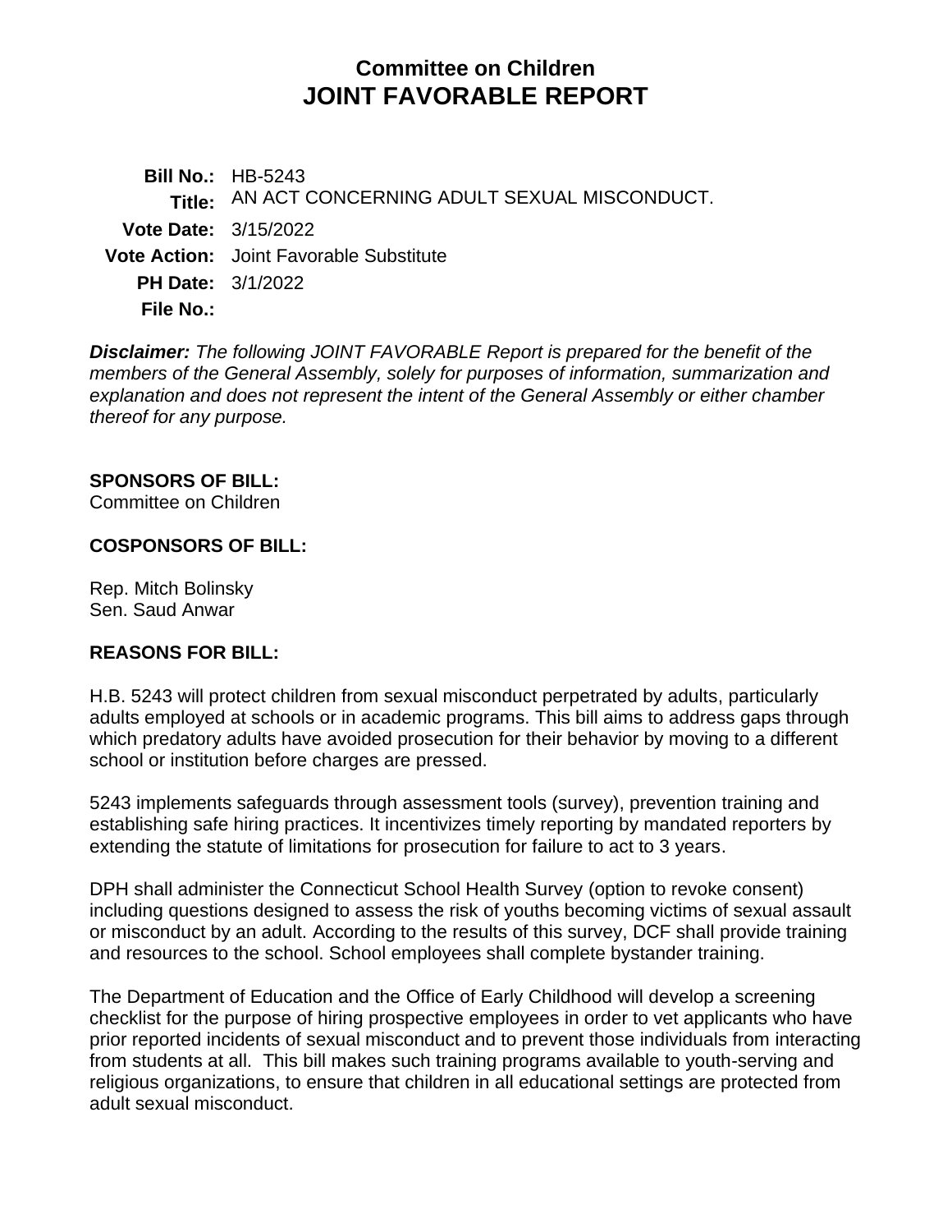# Committee on Children
# JOINT FAVORABLE REPORT

**Bill No.:** HB-5243
**Title:** AN ACT CONCERNING ADULT SEXUAL MISCONDUCT.
**Vote Date:** 3/15/2022
**Vote Action:** Joint Favorable Substitute
**PH Date:** 3/1/2022
**File No.:**

***Disclaimer:*** *The following JOINT FAVORABLE Report is prepared for the benefit of the members of the General Assembly, solely for purposes of information, summarization and explanation and does not represent the intent of the General Assembly or either chamber thereof for any purpose.*

**SPONSORS OF BILL:**
Committee on Children

**COSPONSORS OF BILL:**

Rep. Mitch Bolinsky
Sen. Saud Anwar

**REASONS FOR BILL:**

H.B. 5243 will protect children from sexual misconduct perpetrated by adults, particularly adults employed at schools or in academic programs. This bill aims to address gaps through which predatory adults have avoided prosecution for their behavior by moving to a different school or institution before charges are pressed.

5243 implements safeguards through assessment tools (survey), prevention training and establishing safe hiring practices. It incentivizes timely reporting by mandated reporters by extending the statute of limitations for prosecution for failure to act to 3 years.

DPH shall administer the Connecticut School Health Survey (option to revoke consent) including questions designed to assess the risk of youths becoming victims of sexual assault or misconduct by an adult. According to the results of this survey, DCF shall provide training and resources to the school. School employees shall complete bystander training.

The Department of Education and the Office of Early Childhood will develop a screening checklist for the purpose of hiring prospective employees in order to vet applicants who have prior reported incidents of sexual misconduct and to prevent those individuals from interacting from students at all. This bill makes such training programs available to youth-serving and religious organizations, to ensure that children in all educational settings are protected from adult sexual misconduct.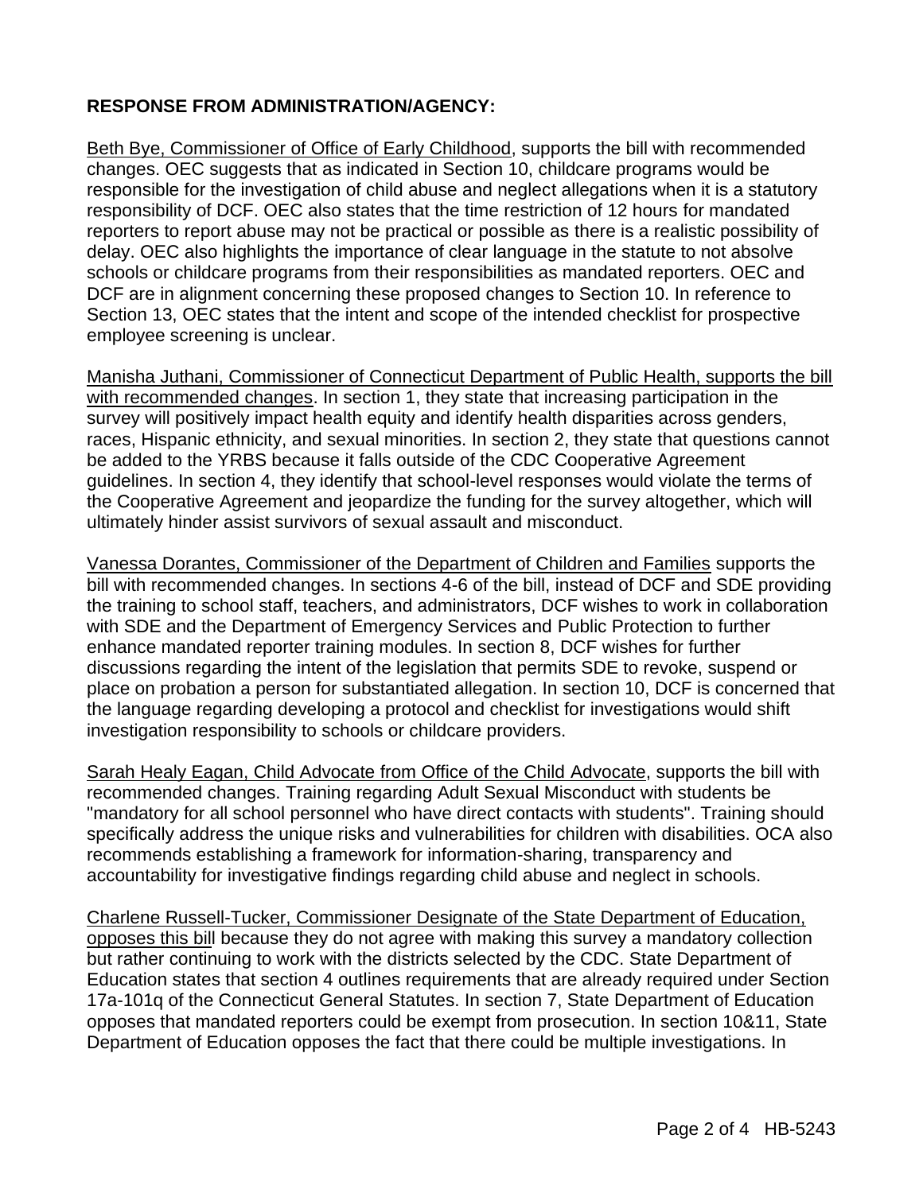**RESPONSE FROM ADMINISTRATION/AGENCY:**

Beth Bye, Commissioner of Office of Early Childhood, supports the bill with recommended changes. OEC suggests that as indicated in Section 10, childcare programs would be responsible for the investigation of child abuse and neglect allegations when it is a statutory responsibility of DCF. OEC also states that the time restriction of 12 hours for mandated reporters to report abuse may not be practical or possible as there is a realistic possibility of delay. OEC also highlights the importance of clear language in the statute to not absolve schools or childcare programs from their responsibilities as mandated reporters. OEC and DCF are in alignment concerning these proposed changes to Section 10. In reference to Section 13, OEC states that the intent and scope of the intended checklist for prospective employee screening is unclear.

Manisha Juthani, Commissioner of Connecticut Department of Public Health, supports the bill with recommended changes. In section 1, they state that increasing participation in the survey will positively impact health equity and identify health disparities across genders, races, Hispanic ethnicity, and sexual minorities. In section 2, they state that questions cannot be added to the YRBS because it falls outside of the CDC Cooperative Agreement guidelines. In section 4, they identify that school-level responses would violate the terms of the Cooperative Agreement and jeopardize the funding for the survey altogether, which will ultimately hinder assist survivors of sexual assault and misconduct.

Vanessa Dorantes, Commissioner of the Department of Children and Families supports the bill with recommended changes. In sections 4-6 of the bill, instead of DCF and SDE providing the training to school staff, teachers, and administrators, DCF wishes to work in collaboration with SDE and the Department of Emergency Services and Public Protection to further enhance mandated reporter training modules. In section 8, DCF wishes for further discussions regarding the intent of the legislation that permits SDE to revoke, suspend or place on probation a person for substantiated allegation. In section 10, DCF is concerned that the language regarding developing a protocol and checklist for investigations would shift investigation responsibility to schools or childcare providers.

Sarah Healy Eagan, Child Advocate from Office of the Child Advocate, supports the bill with recommended changes. Training regarding Adult Sexual Misconduct with students be "mandatory for all school personnel who have direct contacts with students". Training should specifically address the unique risks and vulnerabilities for children with disabilities. OCA also recommends establishing a framework for information-sharing, transparency and accountability for investigative findings regarding child abuse and neglect in schools.

Charlene Russell-Tucker, Commissioner Designate of the State Department of Education, opposes this bill because they do not agree with making this survey a mandatory collection but rather continuing to work with the districts selected by the CDC. State Department of Education states that section 4 outlines requirements that are already required under Section 17a-101q of the Connecticut General Statutes. In section 7, State Department of Education opposes that mandated reporters could be exempt from prosecution. In section 10&11, State Department of Education opposes the fact that there could be multiple investigations. In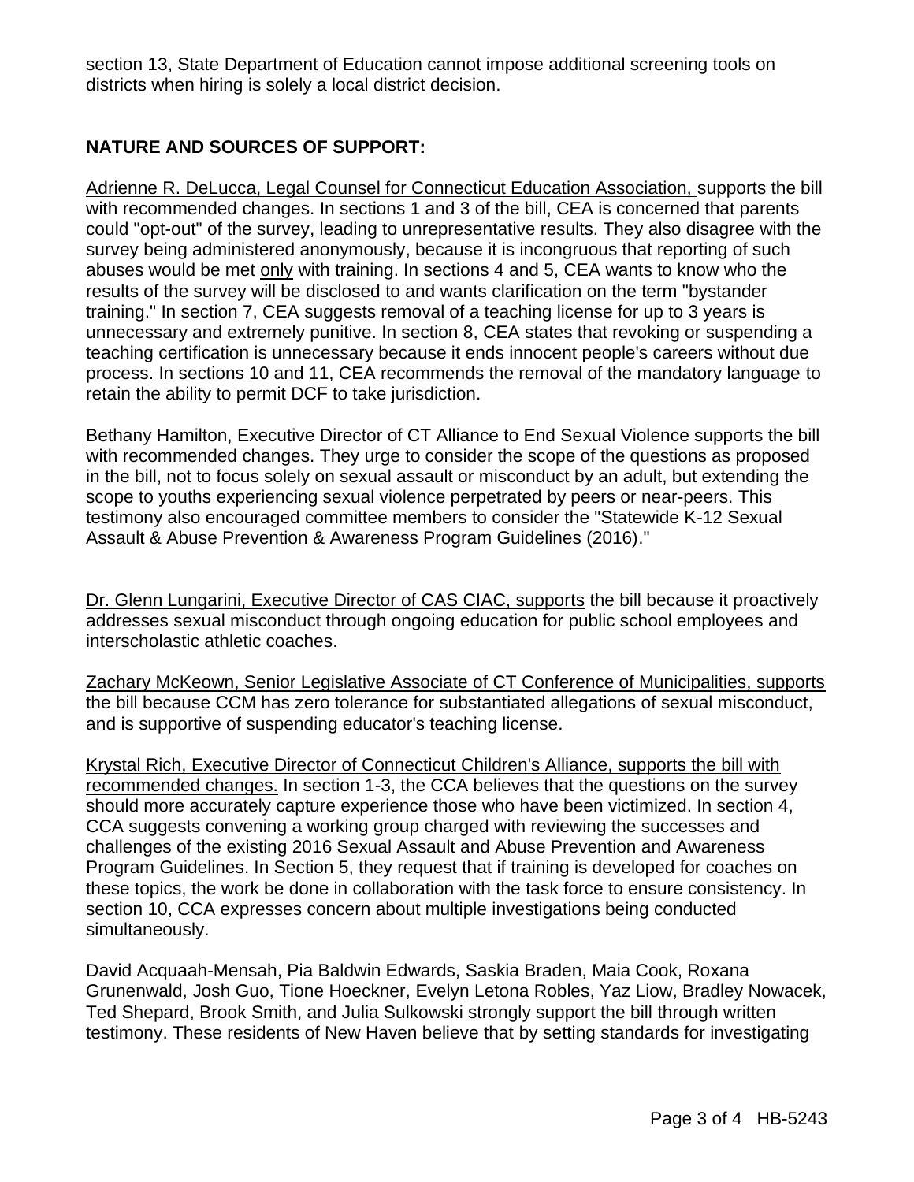section 13, State Department of Education cannot impose additional screening tools on districts when hiring is solely a local district decision.

## NATURE AND SOURCES OF SUPPORT:

Adrienne R. DeLucca, Legal Counsel for Connecticut Education Association, supports the bill with recommended changes. In sections 1 and 3 of the bill, CEA is concerned that parents could "opt-out" of the survey, leading to unrepresentative results. They also disagree with the survey being administered anonymously, because it is incongruous that reporting of such abuses would be met only with training. In sections 4 and 5, CEA wants to know who the results of the survey will be disclosed to and wants clarification on the term "bystander training." In section 7, CEA suggests removal of a teaching license for up to 3 years is unnecessary and extremely punitive. In section 8, CEA states that revoking or suspending a teaching certification is unnecessary because it ends innocent people's careers without due process. In sections 10 and 11, CEA recommends the removal of the mandatory language to retain the ability to permit DCF to take jurisdiction.

Bethany Hamilton, Executive Director of CT Alliance to End Sexual Violence supports the bill with recommended changes. They urge to consider the scope of the questions as proposed in the bill, not to focus solely on sexual assault or misconduct by an adult, but extending the scope to youths experiencing sexual violence perpetrated by peers or near-peers. This testimony also encouraged committee members to consider the "Statewide K-12 Sexual Assault & Abuse Prevention & Awareness Program Guidelines (2016)."

Dr. Glenn Lungarini, Executive Director of CAS CIAC, supports the bill because it proactively addresses sexual misconduct through ongoing education for public school employees and interscholastic athletic coaches.

Zachary McKeown, Senior Legislative Associate of CT Conference of Municipalities, supports the bill because CCM has zero tolerance for substantiated allegations of sexual misconduct, and is supportive of suspending educator's teaching license.

Krystal Rich, Executive Director of Connecticut Children's Alliance, supports the bill with recommended changes. In section 1-3, the CCA believes that the questions on the survey should more accurately capture experience those who have been victimized. In section 4, CCA suggests convening a working group charged with reviewing the successes and challenges of the existing 2016 Sexual Assault and Abuse Prevention and Awareness Program Guidelines. In Section 5, they request that if training is developed for coaches on these topics, the work be done in collaboration with the task force to ensure consistency. In section 10, CCA expresses concern about multiple investigations being conducted simultaneously.

David Acquaah-Mensah, Pia Baldwin Edwards, Saskia Braden, Maia Cook, Roxana Grunenwald, Josh Guo, Tione Hoeckner, Evelyn Letona Robles, Yaz Liow, Bradley Nowacek, Ted Shepard, Brook Smith, and Julia Sulkowski strongly support the bill through written testimony. These residents of New Haven believe that by setting standards for investigating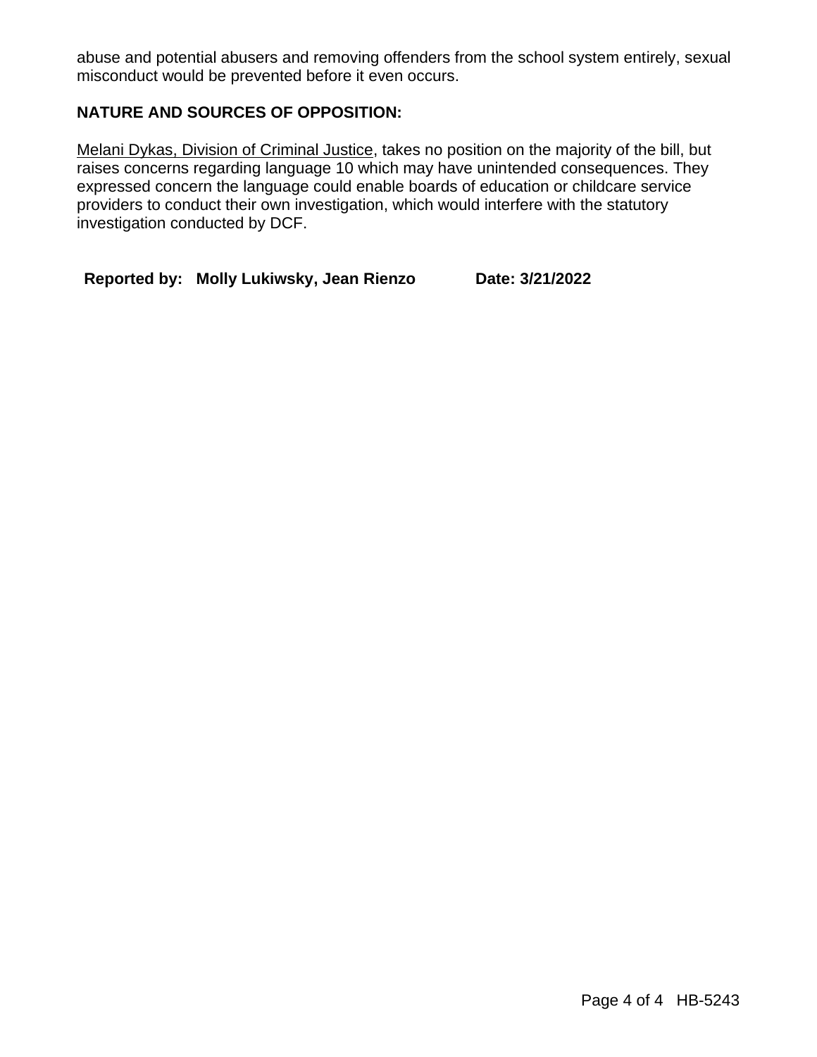abuse and potential abusers and removing offenders from the school system entirely, sexual misconduct would be prevented before it even occurs.

**NATURE AND SOURCES OF OPPOSITION:**

Melani Dykas, Division of Criminal Justice, takes no position on the majority of the bill, but raises concerns regarding language 10 which may have unintended consequences. They expressed concern the language could enable boards of education or childcare service providers to conduct their own investigation, which would interfere with the statutory investigation conducted by DCF.

**Reported by: Molly Lukiwsky, Jean Rienzo** **Date: 3/21/2022**